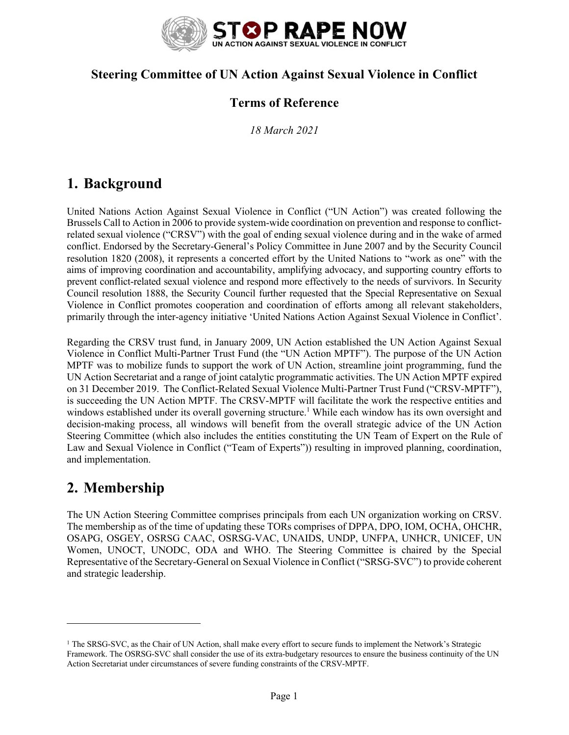# Steering Committee of UN Action Against Sexual Violence in Conflict

## Terms of Reference

*18 March 2021*

## 1. Background

United Nations Action Against Sexual Violence in Conflict ("UN Action") was created following the Brussels Call to Action in 2006 to provide system-wide coordination on prevention and response to conflict-related sexual violence ("CRSV") with the goal of ending sexual violence during and in the wake of armed conflict. Endorsed by the Secretary-General's Policy Committee in June 2007 and by the Security Council resolution 1820 (2008), it represents a concerted effort by the United Nations to "work as one" with the aims of improving coordination and accountability, amplifying advocacy, and supporting country efforts to prevent conflict-related sexual violence and respond more effectively to the needs of survivors. In Security Council resolution 1888, the Security Council further requested that the Special Representative on Sexual Violence in Conflict promotes cooperation and coordination of efforts among all relevant stakeholders, primarily through the inter-agency initiative 'United Nations Action Against Sexual Violence in Conflict'.

Regarding the CRSV trust fund, in January 2009, UN Action established the UN Action Against Sexual Violence in Conflict Multi-Partner Trust Fund (the "UN Action MPTF"). The purpose of the UN Action MPTF was to mobilize funds to support the work of UN Action, streamline joint programming, fund the UN Action Secretariat and a range of joint catalytic programmatic activities. The UN Action MPTF expired on 31 December 2019. The Conflict-Related Sexual Violence Multi-Partner Trust Fund ("CRSV-MPTF"), is succeeding the UN Action MPTF. The CRSV-MPTF will facilitate the work the respective entities and windows established under its overall governing structure.[1] While each window has its own oversight and decision-making process, all windows will benefit from the overall strategic advice of the UN Action Steering Committee (which also includes the entities constituting the UN Team of Expert on the Rule of Law and Sexual Violence in Conflict ("Team of Experts")) resulting in improved planning, coordination, and implementation.

## 2. Membership

The UN Action Steering Committee comprises principals from each UN organization working on CRSV. The membership as of the time of updating these TORs comprises of DPPA, DPO, IOM, OCHA, OHCHR, OSAPG, OSGEY, OSRSG CAAC, OSRSG-VAC, UNAIDS, UNDP, UNFPA, UNHCR, UNICEF, UN Women, UNOCT, UNODC, ODA and WHO. The Steering Committee is chaired by the Special Representative of the Secretary-General on Sexual Violence in Conflict ("SRSG-SVC") to provide coherent and strategic leadership.

---

[1] The SRSG-SVC, as the Chair of UN Action, shall make every effort to secure funds to implement the Network's Strategic Framework. The OSRSG-SVC shall consider the use of its extra-budgetary resources to ensure the business continuity of the UN Action Secretariat under circumstances of severe funding constraints of the CRSV-MPTF.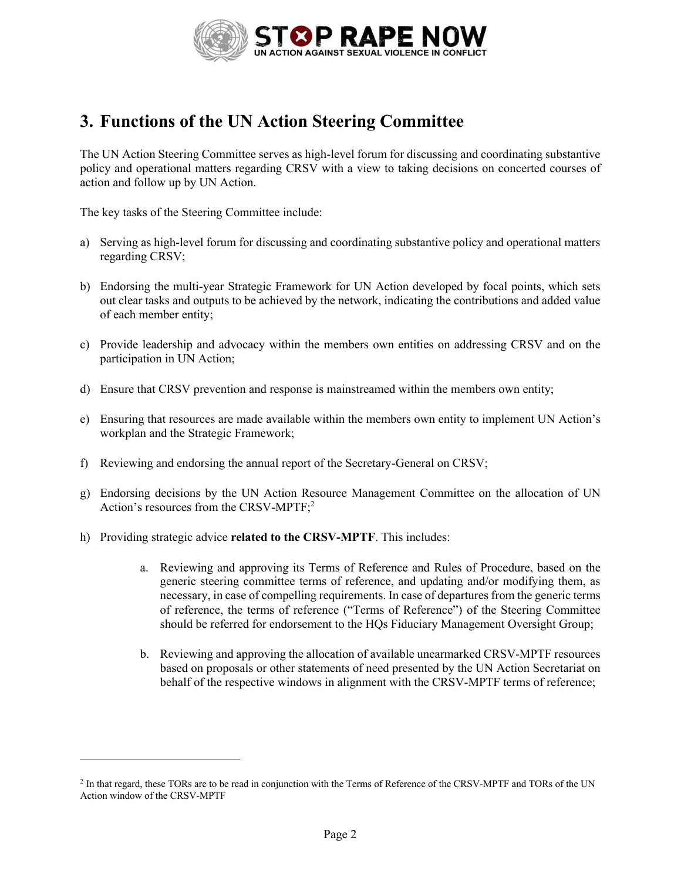## 3. Functions of the UN Action Steering Committee

The UN Action Steering Committee serves as high-level forum for discussing and coordinating substantive policy and operational matters regarding CRSV with a view to taking decisions on concerted courses of action and follow up by UN Action.

The key tasks of the Steering Committee include:

a) Serving as high-level forum for discussing and coordinating substantive policy and operational matters regarding CRSV;

b) Endorsing the multi-year Strategic Framework for UN Action developed by focal points, which sets out clear tasks and outputs to be achieved by the network, indicating the contributions and added value of each member entity;

c) Provide leadership and advocacy within the members own entities on addressing CRSV and on the participation in UN Action;

d) Ensure that CRSV prevention and response is mainstreamed within the members own entity;

e) Ensuring that resources are made available within the members own entity to implement UN Action's workplan and the Strategic Framework;

f) Reviewing and endorsing the annual report of the Secretary-General on CRSV;

g) Endorsing decisions by the UN Action Resource Management Committee on the allocation of UN Action's resources from the CRSV-MPTF;[2]

h) Providing strategic advice **related to the CRSV-MPTF**. This includes:

    a. Reviewing and approving its Terms of Reference and Rules of Procedure, based on the generic steering committee terms of reference, and updating and/or modifying them, as necessary, in case of compelling requirements. In case of departures from the generic terms of reference, the terms of reference ("Terms of Reference") of the Steering Committee should be referred for endorsement to the HQs Fiduciary Management Oversight Group;

    b. Reviewing and approving the allocation of available unearmarked CRSV-MPTF resources based on proposals or other statements of need presented by the UN Action Secretariat on behalf of the respective windows in alignment with the CRSV-MPTF terms of reference;

---

[2] In that regard, these TORs are to be read in conjunction with the Terms of Reference of the CRSV-MPTF and TORs of the UN Action window of the CRSV-MPTF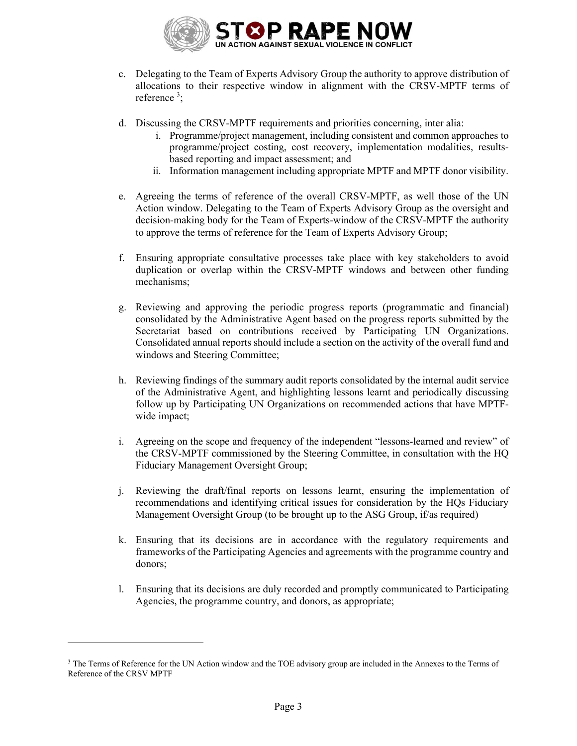c. Delegating to the Team of Experts Advisory Group the authority to approve distribution of allocations to their respective window in alignment with the CRSV-MPTF terms of reference [3];

d. Discussing the CRSV-MPTF requirements and priorities concerning, inter alia:
    i. Programme/project management, including consistent and common approaches to programme/project costing, cost recovery, implementation modalities, results-based reporting and impact assessment; and
    ii. Information management including appropriate MPTF and MPTF donor visibility.

e. Agreeing the terms of reference of the overall CRSV-MPTF, as well those of the UN Action window. Delegating to the Team of Experts Advisory Group as the oversight and decision-making body for the Team of Experts-window of the CRSV-MPTF the authority to approve the terms of reference for the Team of Experts Advisory Group;

f. Ensuring appropriate consultative processes take place with key stakeholders to avoid duplication or overlap within the CRSV-MPTF windows and between other funding mechanisms;

g. Reviewing and approving the periodic progress reports (programmatic and financial) consolidated by the Administrative Agent based on the progress reports submitted by the Secretariat based on contributions received by Participating UN Organizations. Consolidated annual reports should include a section on the activity of the overall fund and windows and Steering Committee;

h. Reviewing findings of the summary audit reports consolidated by the internal audit service of the Administrative Agent, and highlighting lessons learnt and periodically discussing follow up by Participating UN Organizations on recommended actions that have MPTF-wide impact;

i. Agreeing on the scope and frequency of the independent "lessons-learned and review" of the CRSV-MPTF commissioned by the Steering Committee, in consultation with the HQ Fiduciary Management Oversight Group;

j. Reviewing the draft/final reports on lessons learnt, ensuring the implementation of recommendations and identifying critical issues for consideration by the HQs Fiduciary Management Oversight Group (to be brought up to the ASG Group, if/as required)

k. Ensuring that its decisions are in accordance with the regulatory requirements and frameworks of the Participating Agencies and agreements with the programme country and donors;

l. Ensuring that its decisions are duly recorded and promptly communicated to Participating Agencies, the programme country, and donors, as appropriate;

---

[3] The Terms of Reference for the UN Action window and the TOE advisory group are included in the Annexes to the Terms of Reference of the CRSV MPTF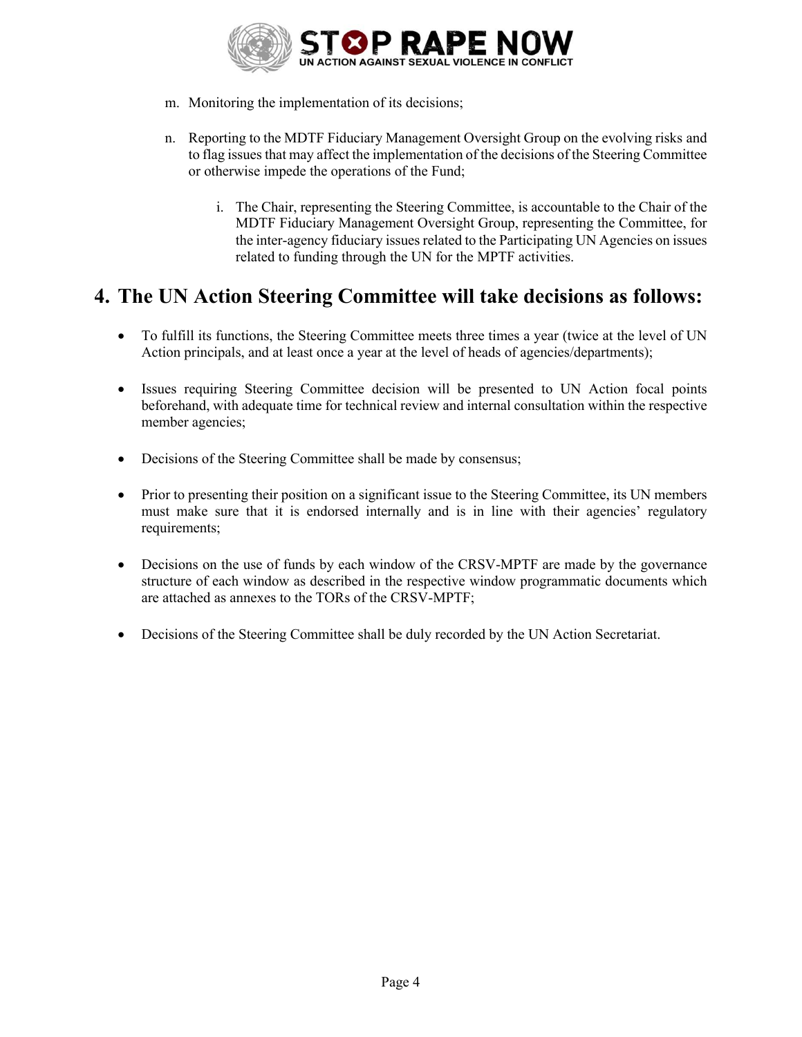m. Monitoring the implementation of its decisions;

n. Reporting to the MDTF Fiduciary Management Oversight Group on the evolving risks and to flag issues that may affect the implementation of the decisions of the Steering Committee or otherwise impede the operations of the Fund;

    i. The Chair, representing the Steering Committee, is accountable to the Chair of the MDTF Fiduciary Management Oversight Group, representing the Committee, for the inter-agency fiduciary issues related to the Participating UN Agencies on issues related to funding through the UN for the MPTF activities.

## 4. The UN Action Steering Committee will take decisions as follows:

- To fulfill its functions, the Steering Committee meets three times a year (twice at the level of UN Action principals, and at least once a year at the level of heads of agencies/departments);
- Issues requiring Steering Committee decision will be presented to UN Action focal points beforehand, with adequate time for technical review and internal consultation within the respective member agencies;
- Decisions of the Steering Committee shall be made by consensus;
- Prior to presenting their position on a significant issue to the Steering Committee, its UN members must make sure that it is endorsed internally and is in line with their agencies' regulatory requirements;
- Decisions on the use of funds by each window of the CRSV-MPTF are made by the governance structure of each window as described in the respective window programmatic documents which are attached as annexes to the TORs of the CRSV-MPTF;
- Decisions of the Steering Committee shall be duly recorded by the UN Action Secretariat.